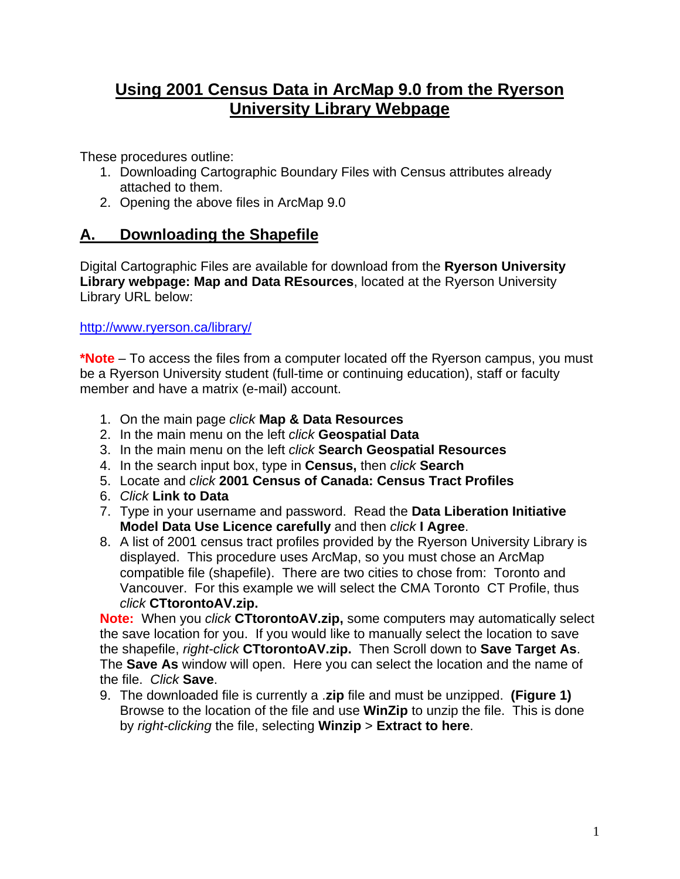# Using 2001 Census Data in ArcMap 9.0 from the Ryerson University Library Webpage

These procedures outline:

1. Downloading Cartographic Boundary Files with Census attributes already attached to them.
2. Opening the above files in ArcMap 9.0

## A. Downloading the Shapefile

Digital Cartographic Files are available for download from the **Ryerson University Library webpage: Map and Data REsources**, located at the Ryerson University Library URL below:

http://www.ryerson.ca/library/

***Note** – To access the files from a computer located off the Ryerson campus, you must be a Ryerson University student (full-time or continuing education), staff or faculty member and have a matrix (e-mail) account.

1. On the main page *click* **Map & Data Resources**
2. In the main menu on the left *click* **Geospatial Data**
3. In the main menu on the left *click* **Search Geospatial Resources**
4. In the search input box, type in **Census,** then *click* **Search**
5. Locate and *click* **2001 Census of Canada: Census Tract Profiles**
6. *Click* **Link to Data**
7. Type in your username and password. Read the **Data Liberation Initiative Model Data Use Licence carefully** and then *click* **I Agree**.
8. A list of 2001 census tract profiles provided by the Ryerson University Library is displayed. This procedure uses ArcMap, so you must chose an ArcMap compatible file (shapefile). There are two cities to chose from: Toronto and Vancouver. For this example we will select the CMA Toronto CT Profile, thus *click* **CTtorontoAV.zip.**

   **Note:** When you *click* **CTtorontoAV.zip,** some computers may automatically select the save location for you. If you would like to manually select the location to save the shapefile, *right-click* **CTtorontoAV.zip.** Then Scroll down to **Save Target As**. The **Save As** window will open. Here you can select the location and the name of the file. *Click* **Save**.
9. The downloaded file is currently a **.zip** file and must be unzipped. **(Figure 1)** Browse to the location of the file and use **WinZip** to unzip the file. This is done by *right-clicking* the file, selecting **Winzip** > **Extract to here**.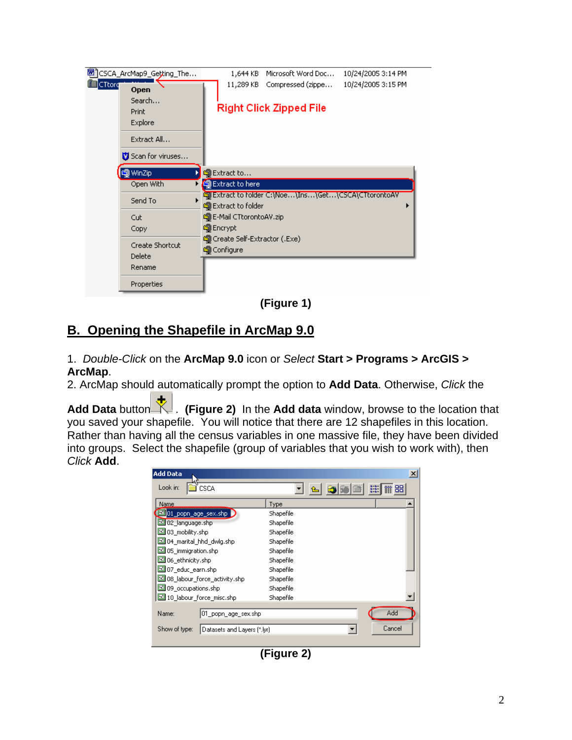(Figure 1)

## B. Opening the Shapefile in ArcMap 9.0

1. *Double-Click* on the **ArcMap 9.0** icon or *Select* **Start > Programs > ArcGIS > ArcMap**.
2. ArcMap should automatically prompt the option to **Add Data**. Otherwise, *Click* the **Add Data** button . **(Figure 2)** In the **Add data** window, browse to the location that you saved your shapefile. You will notice that there are 12 shapefiles in this location. Rather than having all the census variables in one massive file, they have been divided into groups. Select the shapefile (group of variables that you wish to work with), then *Click* **Add**.

(Figure 2)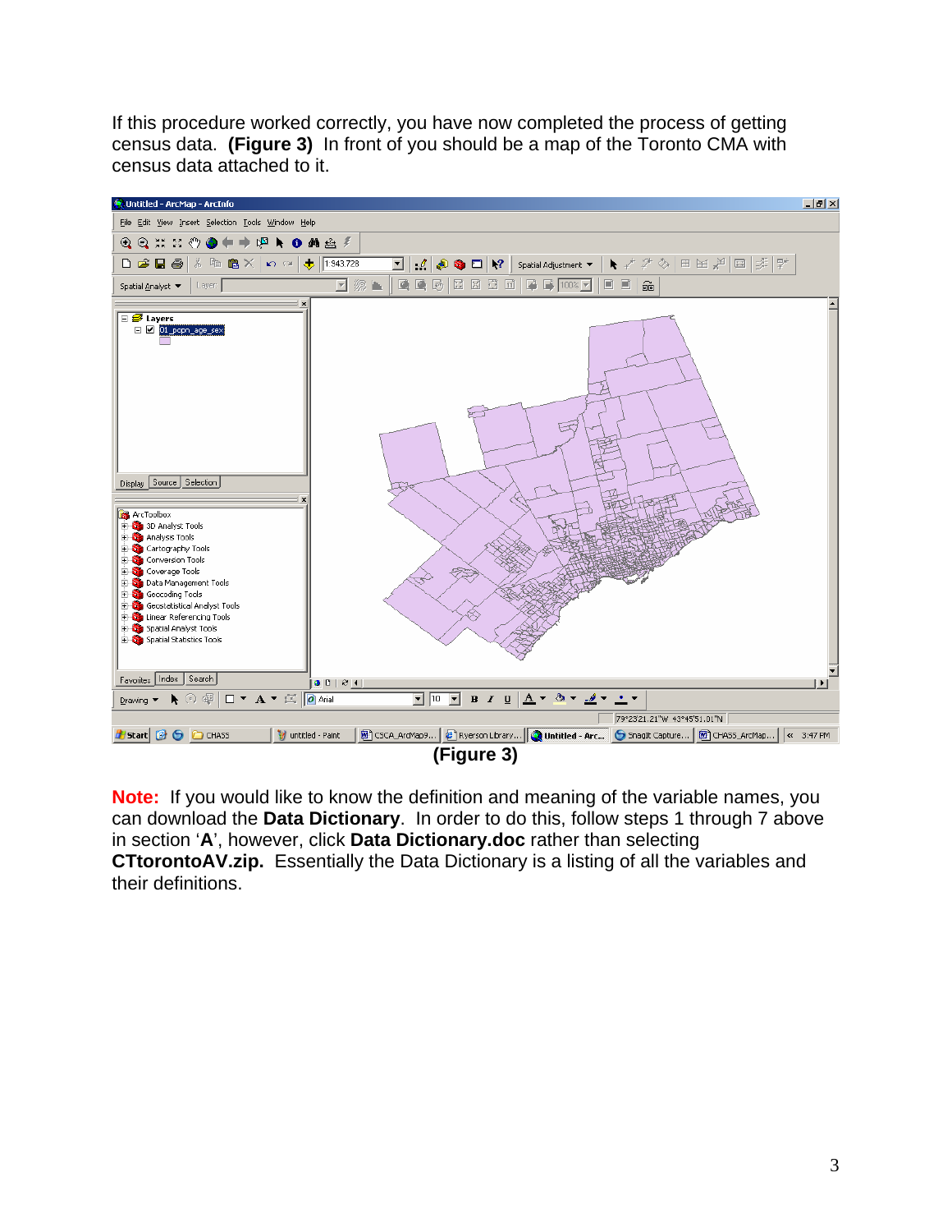If this procedure worked correctly, you have now completed the process of getting census data. **(Figure 3)** In front of you should be a map of the Toronto CMA with census data attached to it.

**(Figure 3)**

**Note:** If you would like to know the definition and meaning of the variable names, you can download the **Data Dictionary**. In order to do this, follow steps 1 through 7 above in section '**A**', however, click **Data Dictionary.doc** rather than selecting **CTtorontoAV.zip.** Essentially the Data Dictionary is a listing of all the variables and their definitions.